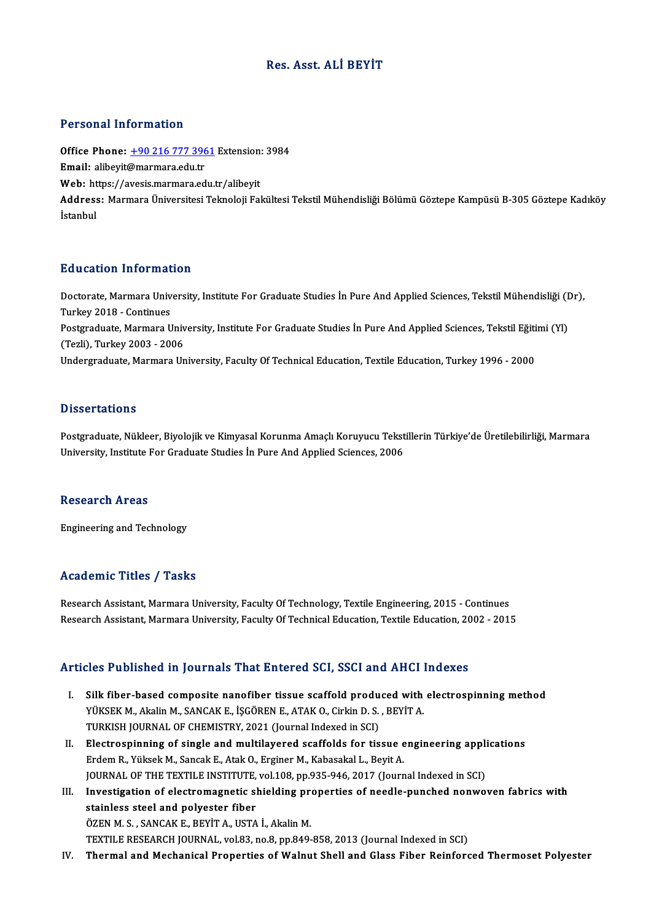# Res. Asst. ALİ BEYİT

## Personal Information

**Office Phone:** +90 216 777 3961 Extension: 3984
**Email:** alibeyit@marmara.edu.tr
**Web:** https://avesis.marmara.edu.tr/alibeyit
**Address:** Marmara Üniversitesi Teknoloji Fakültesi Tekstil Mühendisliği Bölümü Göztepe Kampüsü B-305 Göztepe Kadıköy İstanbul

## Education Information

Doctorate, Marmara University, Institute For Graduate Studies İn Pure And Applied Sciences, Tekstil Mühendisliği (Dr), Turkey 2018 - Continues
Postgraduate, Marmara University, Institute For Graduate Studies İn Pure And Applied Sciences, Tekstil Eğitimi (Yl) (Tezli), Turkey 2003 - 2006
Undergraduate, Marmara University, Faculty Of Technical Education, Textile Education, Turkey 1996 - 2000

## Dissertations

Postgraduate, Nükleer, Biyolojik ve Kimyasal Korunma Amaçlı Koruyucu Tekstillerin Türkiye'de Üretilebilirliği, Marmara University, Institute For Graduate Studies İn Pure And Applied Sciences, 2006

## Research Areas

Engineering and Technology

## Academic Titles / Tasks

Research Assistant, Marmara University, Faculty Of Technology, Textile Engineering, 2015 - Continues
Research Assistant, Marmara University, Faculty Of Technical Education, Textile Education, 2002 - 2015

## Articles Published in Journals That Entered SCI, SSCI and AHCI Indexes

I. **Silk fiber-based composite nanofiber tissue scaffold produced with electrospinning method**
YÜKSEK M., Akalin M., SANCAK E., İŞGÖREN E., ATAK O., Cirkin D. S. , BEYİT A.
TURKISH JOURNAL OF CHEMISTRY, 2021 (Journal Indexed in SCI)

II. **Electrospinning of single and multilayered scaffolds for tissue engineering applications**
Erdem R., Yüksek M., Sancak E., Atak O., Erginer M., Kabasakal L., Beyit A.
JOURNAL OF THE TEXTILE INSTITUTE, vol.108, pp.935-946, 2017 (Journal Indexed in SCI)

III. **Investigation of electromagnetic shielding properties of needle-punched nonwoven fabrics with stainless steel and polyester fiber**
ÖZEN M. S. , SANCAK E., BEYİT A., USTA İ., Akalin M.
TEXTILE RESEARCH JOURNAL, vol.83, no.8, pp.849-858, 2013 (Journal Indexed in SCI)

IV. **Thermal and Mechanical Properties of Walnut Shell and Glass Fiber Reinforced Thermoset Polyester**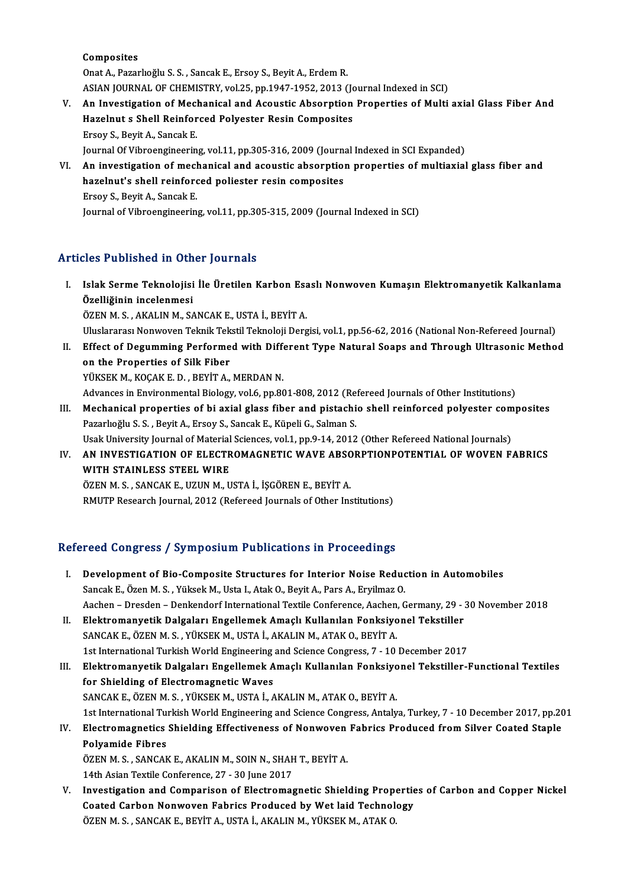Composites
Onat A., Pazarlıoğlu S. S. , Sancak E., Ersoy S., Beyit A., Erdem R.
ASIAN JOURNAL OF CHEMISTRY, vol.25, pp.1947-1952, 2013 (Journal Indexed in SCI)

V. **An Investigation of Mechanical and Acoustic Absorption Properties of Multi axial Glass Fiber And Hazelnut s Shell Reinforced Polyester Resin Composites**
Ersoy S., Beyit A., Sancak E.
Journal Of Vibroengineering, vol.11, pp.305-316, 2009 (Journal Indexed in SCI Expanded)

VI. **An investigation of mechanical and acoustic absorption properties of multiaxial glass fiber and hazelnut's shell reinforced poliester resin composites**
Ersoy S., Beyit A., Sancak E.
Journal of Vibroengineering, vol.11, pp.305-315, 2009 (Journal Indexed in SCI)

## Articles Published in Other Journals

I. **Islak Serme Teknolojisi İle Üretilen Karbon Esaslı Nonwoven Kumaşın Elektromanyetik Kalkanlama Özelliğinin incelenmesi**
ÖZEN M. S. , AKALIN M., SANCAK E., USTA İ., BEYİT A.
Uluslararası Nonwoven Teknik Tekstil Teknoloji Dergisi, vol.1, pp.56-62, 2016 (National Non-Refereed Journal)

II. **Effect of Degumming Performed with Different Type Natural Soaps and Through Ultrasonic Method on the Properties of Silk Fiber**
YÜKSEK M., KOÇAK E. D. , BEYİT A., MERDAN N.
Advances in Environmental Biology, vol.6, pp.801-808, 2012 (Refereed Journals of Other Institutions)

III. **Mechanical properties of bi axial glass fiber and pistachio shell reinforced polyester composites**
Pazarlıoğlu S. S. , Beyit A., Ersoy S., Sancak E., Küpeli G., Salman S.
Usak University Journal of Material Sciences, vol.1, pp.9-14, 2012 (Other Refereed National Journals)

IV. **AN INVESTIGATION OF ELECTROMAGNETIC WAVE ABSORPTIONPOTENTIAL OF WOVEN FABRICS WITH STAINLESS STEEL WIRE**
ÖZEN M. S. , SANCAK E., UZUN M., USTA İ., İŞGÖREN E., BEYİT A.
RMUTP Research Journal, 2012 (Refereed Journals of Other Institutions)

## Refereed Congress / Symposium Publications in Proceedings

I. **Development of Bio-Composite Structures for Interior Noise Reduction in Automobiles**
Sancak E., Özen M. S. , Yüksek M., Usta I., Atak O., Beyit A., Pars A., Eryilmaz O.
Aachen – Dresden – Denkendorf International Textile Conference, Aachen, Germany, 29 - 30 November 2018

II. **Elektromanyetik Dalgaları Engellemek Amaçlı Kullanılan Fonksiyonel Tekstiller**
SANCAK E., ÖZEN M. S. , YÜKSEK M., USTA İ., AKALIN M., ATAK O., BEYİT A.
1st International Turkish World Engineering and Science Congress, 7 - 10 December 2017

III. **Elektromanyetik Dalgaları Engellemek Amaçlı Kullanılan Fonksiyonel Tekstiller-Functional Textiles for Shielding of Electromagnetic Waves**
SANCAK E., ÖZEN M. S. , YÜKSEK M., USTA İ., AKALIN M., ATAK O., BEYİT A.
1st International Turkish World Engineering and Science Congress, Antalya, Turkey, 7 - 10 December 2017, pp.201

IV. **Electromagnetics Shielding Effectiveness of Nonwoven Fabrics Produced from Silver Coated Staple Polyamide Fibres**
ÖZEN M. S. , SANCAK E., AKALIN M., SOIN N., SHAH T., BEYİT A.
14th Asian Textile Conference, 27 - 30 June 2017

V. **Investigation and Comparison of Electromagnetic Shielding Properties of Carbon and Copper Nickel Coated Carbon Nonwoven Fabrics Produced by Wet laid Technology**
ÖZEN M. S. , SANCAK E., BEYİT A., USTA İ., AKALIN M., YÜKSEK M., ATAK O.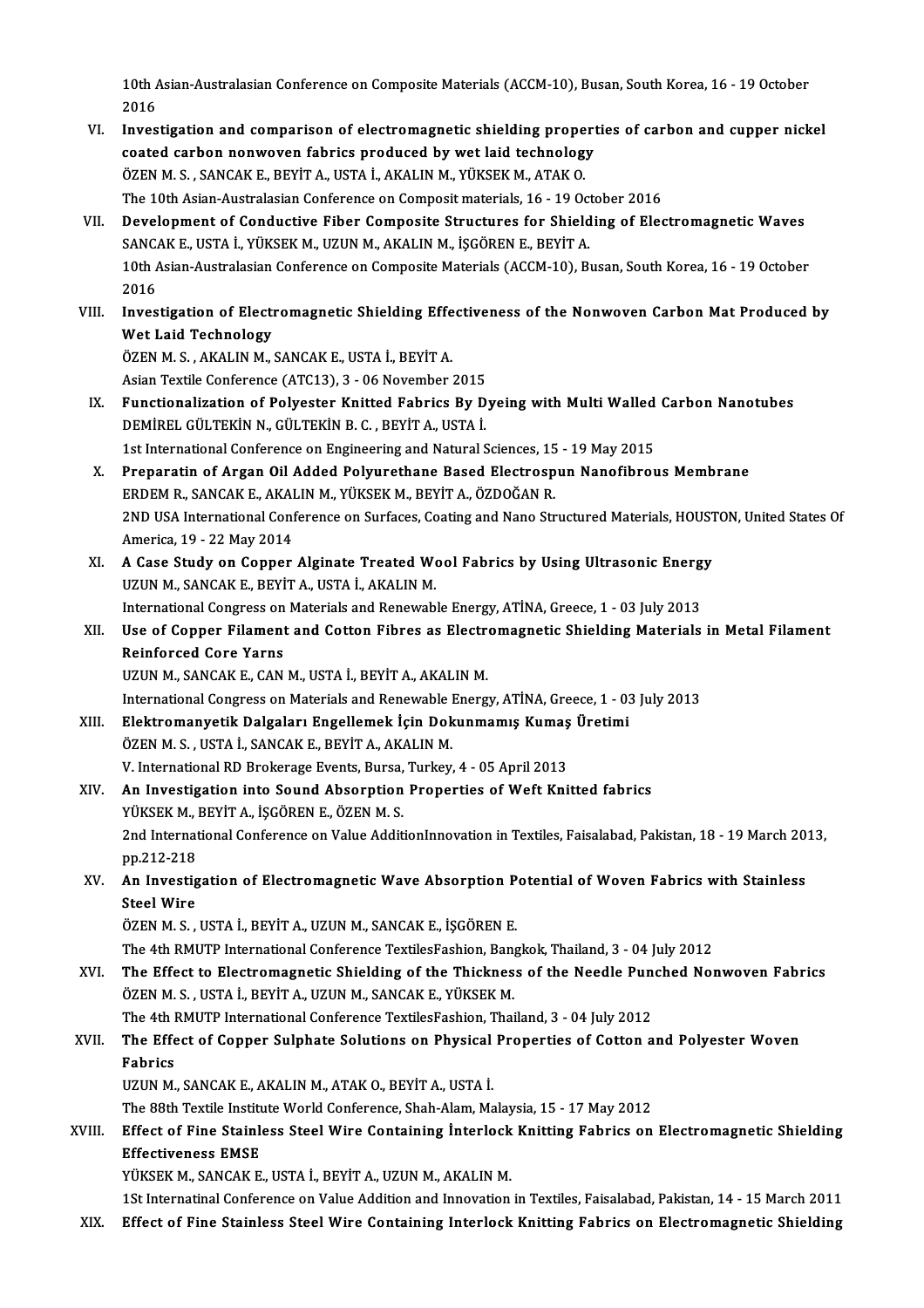10th Asian-Australasian Conference on Composite Materials (ACCM-10), Busan, South Korea, 16 - 19 October 2016

VI. **Investigation and comparison of electromagnetic shielding properties of carbon and cupper nickel coated carbon nonwoven fabrics produced by wet laid technology**
ÖZEN M. S. , SANCAK E., BEYİT A., USTA İ., AKALIN M., YÜKSEK M., ATAK O.
The 10th Asian-Australasian Conference on Composit materials, 16 - 19 October 2016

VII. **Development of Conductive Fiber Composite Structures for Shielding of Electromagnetic Waves**
SANCAK E., USTA İ., YÜKSEK M., UZUN M., AKALIN M., İŞGÖREN E., BEYİT A.
10th Asian-Australasian Conference on Composite Materials (ACCM-10), Busan, South Korea, 16 - 19 October 2016

VIII. **Investigation of Electromagnetic Shielding Effectiveness of the Nonwoven Carbon Mat Produced by Wet Laid Technology**
ÖZEN M. S. , AKALIN M., SANCAK E., USTA İ., BEYİT A.
Asian Textile Conference (ATC13), 3 - 06 November 2015

IX. **Functionalization of Polyester Knitted Fabrics By Dyeing with Multi Walled Carbon Nanotubes**
DEMİREL GÜLTEKİN N., GÜLTEKİN B. C. , BEYİT A., USTA İ.
1st International Conference on Engineering and Natural Sciences, 15 - 19 May 2015

X. **Preparatin of Argan Oil Added Polyurethane Based Electrospun Nanofibrous Membrane**
ERDEM R., SANCAK E., AKALIN M., YÜKSEK M., BEYİT A., ÖZDOĞAN R.
2ND USA International Conference on Surfaces, Coating and Nano Structured Materials, HOUSTON, United States Of America, 19 - 22 May 2014

XI. **A Case Study on Copper Alginate Treated Wool Fabrics by Using Ultrasonic Energy**
UZUN M., SANCAK E., BEYİT A., USTA İ., AKALIN M.
International Congress on Materials and Renewable Energy, ATİNA, Greece, 1 - 03 July 2013

XII. **Use of Copper Filament and Cotton Fibres as Electromagnetic Shielding Materials in Metal Filament Reinforced Core Yarns**
UZUN M., SANCAK E., CAN M., USTA İ., BEYİT A., AKALIN M.
International Congress on Materials and Renewable Energy, ATİNA, Greece, 1 - 03 July 2013

XIII. **Elektromanyetik Dalgaları Engellemek İçin Dokunmamış Kumaş Üretimi**
ÖZEN M. S. , USTA İ., SANCAK E., BEYİT A., AKALIN M.
V. International RD Brokerage Events, Bursa, Turkey, 4 - 05 April 2013

XIV. **An Investigation into Sound Absorption Properties of Weft Knitted fabrics**
YÜKSEK M., BEYİT A., İŞGÖREN E., ÖZEN M. S.
2nd International Conference on Value AdditionInnovation in Textiles, Faisalabad, Pakistan, 18 - 19 March 2013, pp.212-218

XV. **An Investigation of Electromagnetic Wave Absorption Potential of Woven Fabrics with Stainless Steel Wire**
ÖZEN M. S. , USTA İ., BEYİT A., UZUN M., SANCAK E., İŞGÖREN E.
The 4th RMUTP International Conference TextilesFashion, Bangkok, Thailand, 3 - 04 July 2012

XVI. **The Effect to Electromagnetic Shielding of the Thickness of the Needle Punched Nonwoven Fabrics**
ÖZEN M. S. , USTA İ., BEYİT A., UZUN M., SANCAK E., YÜKSEK M.
The 4th RMUTP International Conference TextilesFashion, Thailand, 3 - 04 July 2012

XVII. **The Effect of Copper Sulphate Solutions on Physical Properties of Cotton and Polyester Woven Fabrics**
UZUN M., SANCAK E., AKALIN M., ATAK O., BEYİT A., USTA İ.
The 88th Textile Institute World Conference, Shah-Alam, Malaysia, 15 - 17 May 2012

XVIII. **Effect of Fine Stainless Steel Wire Containing İnterlock Knitting Fabrics on Electromagnetic Shielding Effectiveness EMSE**
YÜKSEK M., SANCAK E., USTA İ., BEYİT A., UZUN M., AKALIN M.
1St Internatinal Conference on Value Addition and Innovation in Textiles, Faisalabad, Pakistan, 14 - 15 March 2011

XIX. **Effect of Fine Stainless Steel Wire Containing Interlock Knitting Fabrics on Electromagnetic Shielding**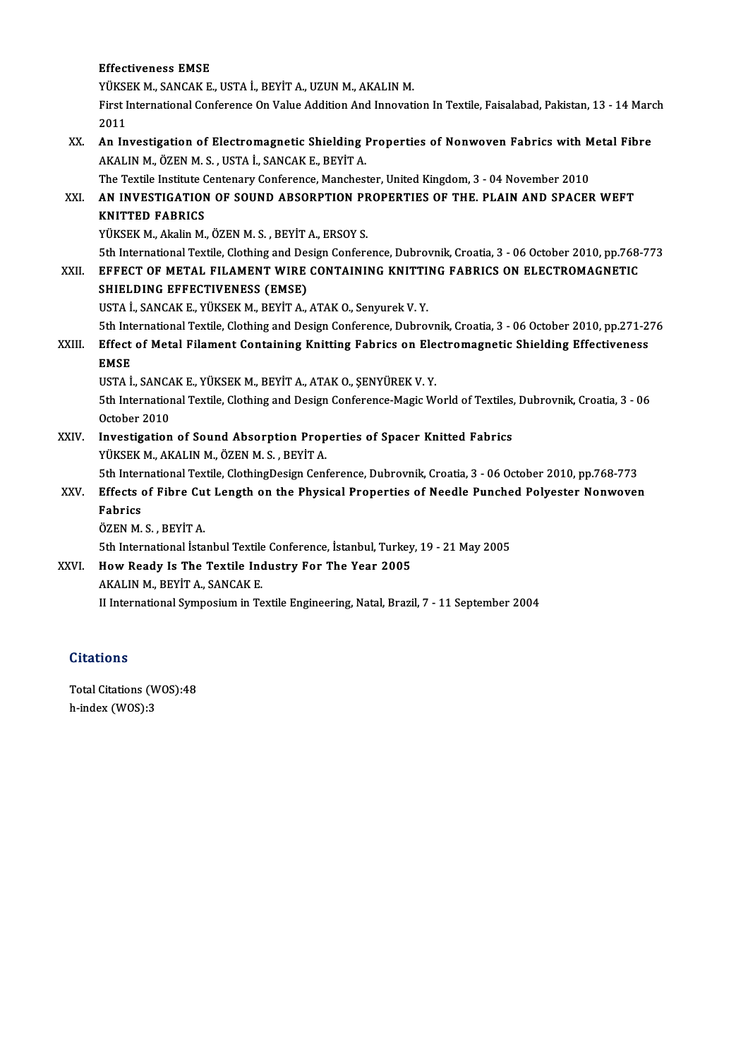**Effectiveness EMSE**
YÜKSEK M., SANCAK E., USTA İ., BEYİT A., UZUN M., AKALIN M.
First International Conference On Value Addition And Innovation In Textile, Faisalabad, Pakistan, 13 - 14 March 2011

XX. **An Investigation of Electromagnetic Shielding Properties of Nonwoven Fabrics with Metal Fibre**
AKALIN M., ÖZEN M. S. , USTA İ., SANCAK E., BEYİT A.
The Textile Institute Centenary Conference, Manchester, United Kingdom, 3 - 04 November 2010

XXI. **AN INVESTIGATION OF SOUND ABSORPTION PROPERTIES OF THE. PLAIN AND SPACER WEFT KNITTED FABRICS**
YÜKSEK M., Akalin M., ÖZEN M. S. , BEYİT A., ERSOY S.
5th International Textile, Clothing and Design Conference, Dubrovnik, Croatia, 3 - 06 October 2010, pp.768-773

XXII. **EFFECT OF METAL FILAMENT WIRE CONTAINING KNITTING FABRICS ON ELECTROMAGNETIC SHIELDING EFFECTIVENESS (EMSE)**
USTA İ., SANCAK E., YÜKSEK M., BEYİT A., ATAK O., Senyurek V. Y.
5th International Textile, Clothing and Design Conference, Dubrovnik, Croatia, 3 - 06 October 2010, pp.271-276

XXIII. **Effect of Metal Filament Containing Knitting Fabrics on Electromagnetic Shielding Effectiveness EMSE**
USTA İ., SANCAK E., YÜKSEK M., BEYİT A., ATAK O., ŞENYÜREK V. Y.
5th International Textile, Clothing and Design Conference-Magic World of Textiles, Dubrovnik, Croatia, 3 - 06 October 2010

XXIV. **Investigation of Sound Absorption Properties of Spacer Knitted Fabrics**
YÜKSEK M., AKALIN M., ÖZEN M. S. , BEYİT A.
5th International Textile, ClothingDesign Cenference, Dubrovnik, Croatia, 3 - 06 October 2010, pp.768-773

XXV. **Effects of Fibre Cut Length on the Physical Properties of Needle Punched Polyester Nonwoven Fabrics**
ÖZEN M. S. , BEYİT A.
5th International İstanbul Textile Conference, İstanbul, Turkey, 19 - 21 May 2005

XXVI. **How Ready Is The Textile Industry For The Year 2005**
AKALIN M., BEYİT A., SANCAK E.
II International Symposium in Textile Engineering, Natal, Brazil, 7 - 11 September 2004

## Citations

Total Citations (WOS):48
h-index (WOS):3